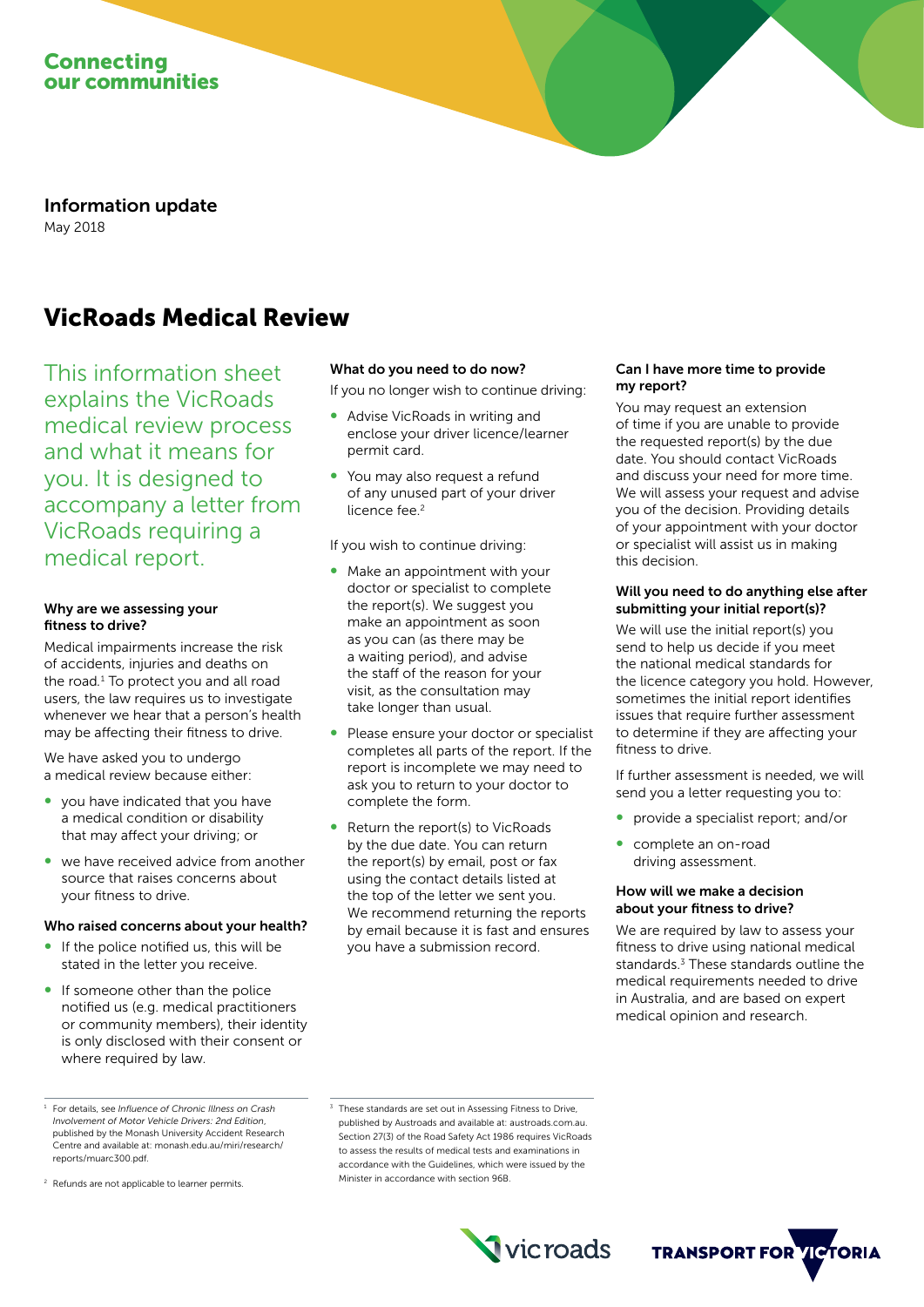Connecting our communities

Information update

May 2018

# VicRoads Medical Review

This information sheet explains the VicRoads medical review process and what it means for you. It is designed to accompany a letter from VicRoads requiring a medical report.

### Why are we assessing your fitness to drive?

Medical impairments increase the risk of accidents, injuries and deaths on the road.[1] To protect you and all road users, the law requires us to investigate whenever we hear that a person's health may be affecting their fitness to drive.

We have asked you to undergo a medical review because either:

- you have indicated that you have a medical condition or disability that may affect your driving; or
- we have received advice from another source that raises concerns about your fitness to drive.

### Who raised concerns about your health?

- If the police notified us, this will be stated in the letter you receive.
- If someone other than the police notified us (e.g. medical practitioners or community members), their identity is only disclosed with their consent or where required by law.

### What do you need to do now?

If you no longer wish to continue driving:

- Advise VicRoads in writing and enclose your driver licence/learner permit card.
- You may also request a refund of any unused part of your driver licence fee.[2]

If you wish to continue driving:

- Make an appointment with your doctor or specialist to complete the report(s). We suggest you make an appointment as soon as you can (as there may be a waiting period), and advise the staff of the reason for your visit, as the consultation may take longer than usual.
- Please ensure your doctor or specialist completes all parts of the report. If the report is incomplete we may need to ask you to return to your doctor to complete the form.
- Return the report(s) to VicRoads by the due date. You can return the report(s) by email, post or fax using the contact details listed at the top of the letter we sent you. We recommend returning the reports by email because it is fast and ensures you have a submission record.

### Can I have more time to provide my report?

You may request an extension of time if you are unable to provide the requested report(s) by the due date. You should contact VicRoads and discuss your need for more time. We will assess your request and advise you of the decision. Providing details of your appointment with your doctor or specialist will assist us in making this decision.

### Will you need to do anything else after submitting your initial report(s)?

We will use the initial report(s) you send to help us decide if you meet the national medical standards for the licence category you hold. However, sometimes the initial report identifies issues that require further assessment to determine if they are affecting your fitness to drive.

If further assessment is needed, we will send you a letter requesting you to:

- provide a specialist report; and/or
- complete an on-road driving assessment.

### How will we make a decision about your fitness to drive?

We are required by law to assess your fitness to drive using national medical standards.[3] These standards outline the medical requirements needed to drive in Australia, and are based on expert medical opinion and research.

---

[1] For details, see *Influence of Chronic Illness on Crash Involvement of Motor Vehicle Drivers: 2nd Edition*, published by the Monash University Accident Research Centre and available at: monash.edu.au/miri/research/reports/muarc300.pdf.

[2] Refunds are not applicable to learner permits.

[3] These standards are set out in Assessing Fitness to Drive, published by Austroads and available at: austroads.com.au. Section 27(3) of the Road Safety Act 1986 requires VicRoads to assess the results of medical tests and examinations in accordance with the Guidelines, which were issued by the Minister in accordance with section 96B.

vicroads    TRANSPORT FOR VICTORIA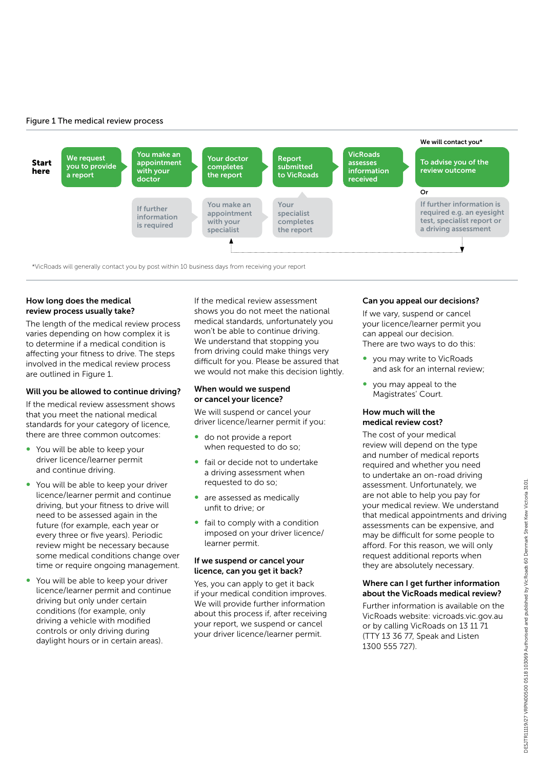Figure 1 The medical review process

Start here

We request you to provide a report

You make an appointment with your doctor

Your doctor completes the report

Report submitted to VicRoads

VicRoads assesses information received

We will contact you*

To advise you of the review outcome

Or

If further information is required e.g. an eyesight test, specialist report or a driving assessment

If further information is required

You make an appointment with your specialist

Your specialist completes the report

*VicRoads will generally contact you by post within 10 business days from receiving your report

### How long does the medical review process usually take?

The length of the medical review process varies depending on how complex it is to determine if a medical condition is affecting your fitness to drive. The steps involved in the medical review process are outlined in Figure 1.

### Will you be allowed to continue driving?

If the medical review assessment shows that you meet the national medical standards for your category of licence, there are three common outcomes:

- You will be able to keep your driver licence/learner permit and continue driving.
- You will be able to keep your driver licence/learner permit and continue driving, but your fitness to drive will need to be assessed again in the future (for example, each year or every three or five years). Periodic review might be necessary because some medical conditions change over time or require ongoing management.
- You will be able to keep your driver licence/learner permit and continue driving but only under certain conditions (for example, only driving a vehicle with modified controls or only driving during daylight hours or in certain areas).

If the medical review assessment shows you do not meet the national medical standards, unfortunately you won't be able to continue driving. We understand that stopping you from driving could make things very difficult for you. Please be assured that we would not make this decision lightly.

### When would we suspend or cancel your licence?

We will suspend or cancel your driver licence/learner permit if you:

- do not provide a report when requested to do so;
- fail or decide not to undertake a driving assessment when requested to do so;
- are assessed as medically unfit to drive; or
- fail to comply with a condition imposed on your driver licence/learner permit.

### If we suspend or cancel your licence, can you get it back?

Yes, you can apply to get it back if your medical condition improves. We will provide further information about this process if, after receiving your report, we suspend or cancel your driver licence/learner permit.

### Can you appeal our decisions?

If we vary, suspend or cancel your licence/learner permit you can appeal our decision. There are two ways to do this:

- you may write to VicRoads and ask for an internal review;
- you may appeal to the Magistrates' Court.

### How much will the medical review cost?

The cost of your medical review will depend on the type and number of medical reports required and whether you need to undertake an on-road driving assessment. Unfortunately, we are not able to help you pay for your medical review. We understand that medical appointments and driving assessments can be expensive, and may be difficult for some people to afford. For this reason, we will only request additional reports when they are absolutely necessary.

### Where can I get further information about the VicRoads medical review?

Further information is available on the VicRoads website: vicroads.vic.gov.au or by calling VicRoads on 13 11 71 (TTY 13 36 77, Speak and Listen 1300 555 727).

DESJTR11119/27 VRPIN00500 05.18 103069 Authorised and published by VicRoads 60 Denmark Street Kew Victoria 3101.